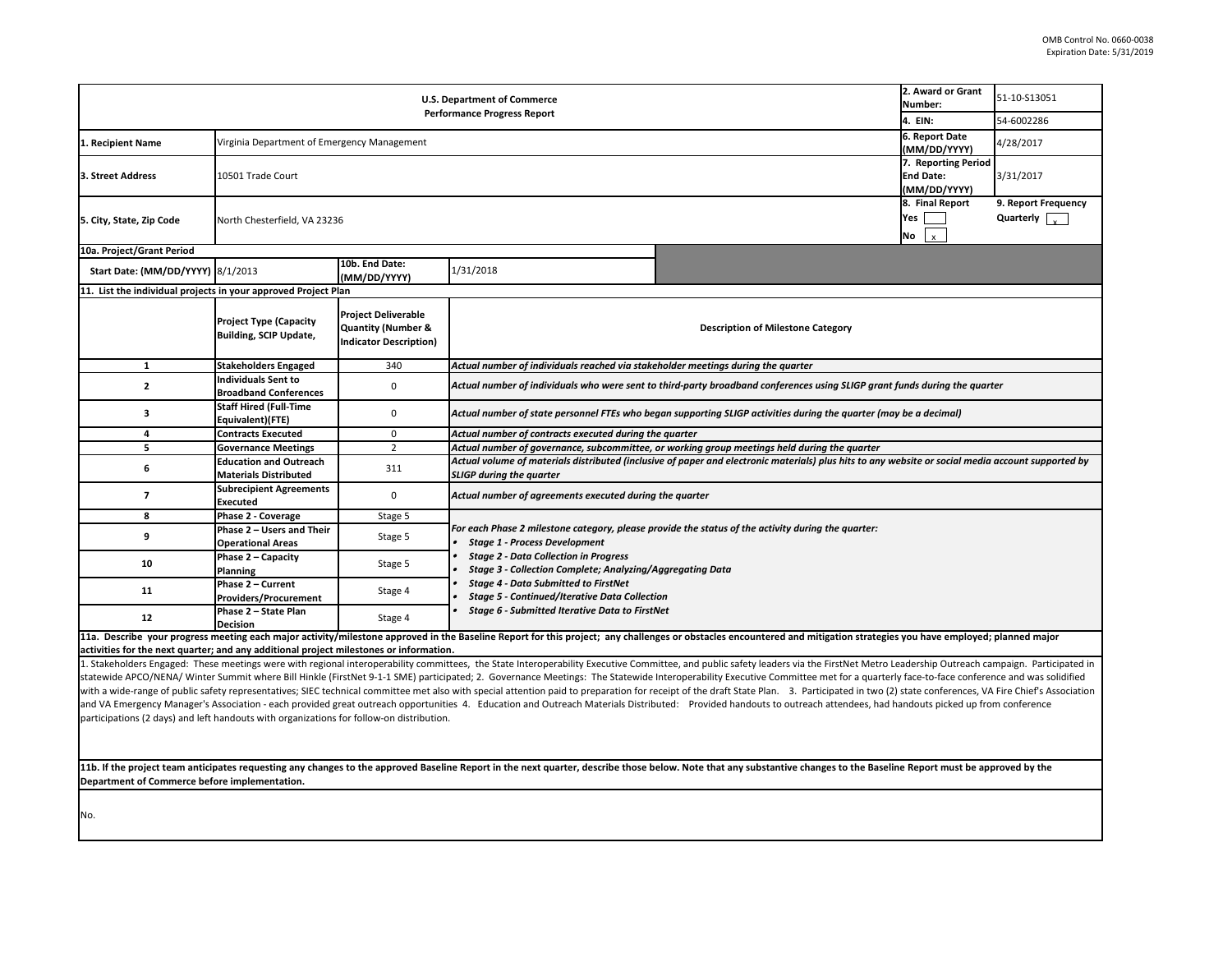OMB Control No. 0660-0038
Expiration Date: 5/31/2019

| U.S. Department of Commerce Performance Progress Report | | 2. Award or Grant Number: | 51-10-S13051 |
|---|---|---|---|
| | | 4. EIN: | 54-6002286 |
| 1. Recipient Name | Virginia Department of Emergency Management | 6. Report Date (MM/DD/YYYY) | 4/28/2017 |
| 3. Street Address | 10501 Trade Court | 7. Reporting Period End Date: (MM/DD/YYYY) | 3/31/2017 |
| 5. City, State, Zip Code | North Chesterfield, VA 23236 | 8. Final Report Yes [ ] No [x] | 9. Report Frequency Quarterly [x] |

**10a. Project/Grant Period**

| Start Date: (MM/DD/YYYY) | 8/1/2013 | 10b. End Date: (MM/DD/YYYY) | 1/31/2018 |
|---|---|---|---|

**11. List the individual projects in your approved Project Plan**

| | Project Type (Capacity Building, SCIP Update, | Project Deliverable Quantity (Number & Indicator Description) | Description of Milestone Category |
|---|---|---|---|
| 1 | Stakeholders Engaged | 340 | *Actual number of individuals reached via stakeholder meetings during the quarter* |
| 2 | Individuals Sent to Broadband Conferences | 0 | *Actual number of individuals who were sent to third-party broadband conferences using SLIGP grant funds during the quarter* |
| 3 | Staff Hired (Full-Time Equivalent)(FTE) | 0 | *Actual number of state personnel FTEs who began supporting SLIGP activities during the quarter (may be a decimal)* |
| 4 | Contracts Executed | 0 | *Actual number of contracts executed during the quarter* |
| 5 | Governance Meetings | 2 | *Actual number of governance, subcommittee, or working group meetings held during the quarter* |
| 6 | Education and Outreach Materials Distributed | 311 | *Actual volume of materials distributed (inclusive of paper and electronic materials) plus hits to any website or social media account supported by SLIGP during the quarter* |
| 7 | Subrecipient Agreements Executed | 0 | *Actual number of agreements executed during the quarter* |
| 8 | Phase 2 - Coverage | Stage 5 | *For each Phase 2 milestone category, please provide the status of the activity during the quarter:* <br>• *Stage 1 - Process Development* <br>• *Stage 2 - Data Collection in Progress* <br>• *Stage 3 - Collection Complete; Analyzing/Aggregating Data* <br>• *Stage 4 - Data Submitted to FirstNet* <br>• *Stage 5 - Continued/Iterative Data Collection* <br>• *Stage 6 - Submitted Iterative Data to FirstNet* |
| 9 | Phase 2 – Users and Their Operational Areas | Stage 5 | |
| 10 | Phase 2 – Capacity Planning | Stage 5 | |
| 11 | Phase 2 – Current Providers/Procurement | Stage 4 | |
| 12 | Phase 2 – State Plan Decision | Stage 4 | |

**11a. Describe your progress meeting each major activity/milestone approved in the Baseline Report for this project; any challenges or obstacles encountered and mitigation strategies you have employed; planned major activities for the next quarter; and any additional project milestones or information.**

1. Stakeholders Engaged: These meetings were with regional interoperability committees, the State Interoperability Executive Committee, and public safety leaders via the FirstNet Metro Leadership Outreach campaign. Participated in statewide APCO/NENA/ Winter Summit where Bill Hinkle (FirstNet 9-1-1 SME) participated; 2. Governance Meetings: The Statewide Interoperability Executive Committee met for a quarterly face-to-face conference and was solidified with a wide-range of public safety representatives; SIEC technical committee met also with special attention paid to preparation for receipt of the draft State Plan. 3. Participated in two (2) state conferences, VA Fire Chief's Association and VA Emergency Manager's Association - each provided great outreach opportunities 4. Education and Outreach Materials Distributed: Provided handouts to outreach attendees, had handouts picked up from conference participations (2 days) and left handouts with organizations for follow-on distribution.

**11b. If the project team anticipates requesting any changes to the approved Baseline Report in the next quarter, describe those below. Note that any substantive changes to the Baseline Report must be approved by the Department of Commerce before implementation.**

No.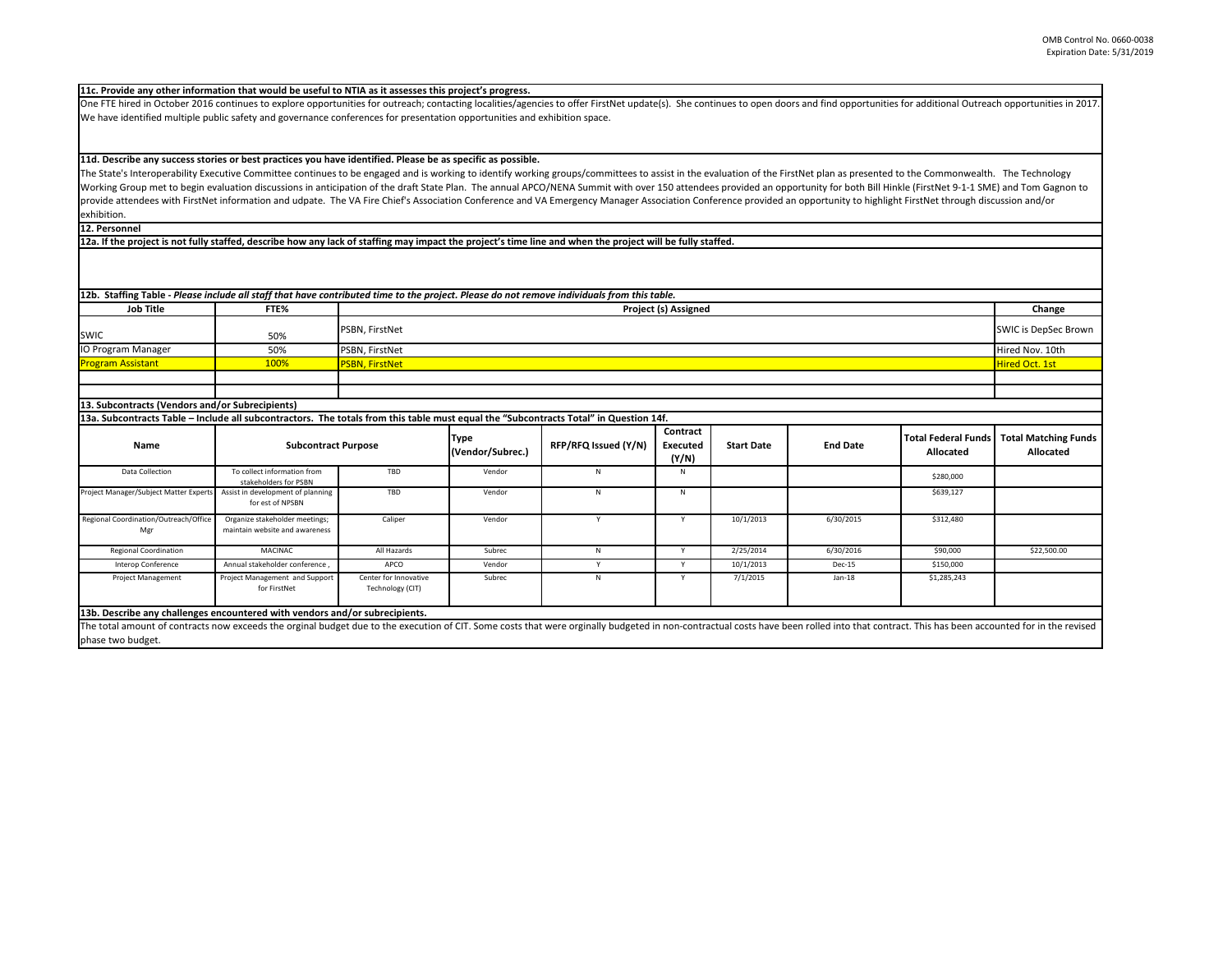**11c. Provide any other information that would be useful to NTIA as it assesses this project's progress.**

One FTE hired in October 2016 continues to explore opportunities for outreach; contacting localities/agencies to offer FirstNet update(s). She continues to open doors and find opportunities for additional Outreach opportunities in 2017. We have identified multiple public safety and governance conferences for presentation opportunities and exhibition space.

**11d. Describe any success stories or best practices you have identified. Please be as specific as possible.**

The State's Interoperability Executive Committee continues to be engaged and is working to identify working groups/committees to assist in the evaluation of the FirstNet plan as presented to the Commonwealth. The Technology Working Group met to begin evaluation discussions in anticipation of the draft State Plan. The annual APCO/NENA Summit with over 150 attendees provided an opportunity for both Bill Hinkle (FirstNet 9-1-1 SME) and Tom Gagnon to provide attendees with FirstNet information and udpate. The VA Fire Chief's Association Conference and VA Emergency Manager Association Conference provided an opportunity to highlight FirstNet through discussion and/or exhibition.

**12. Personnel**

**12a. If the project is not fully staffed, describe how any lack of staffing may impact the project's time line and when the project will be fully staffed.**

**12b. Staffing Table -** ***Please include all staff that have contributed time to the project. Please do not remove individuals from this table.***

| Job Title | FTE% | Project (s) Assigned | Change |
|---|---|---|---|
| SWIC | 50% | PSBN, FirstNet | SWIC is DepSec Brown |
| IO Program Manager | 50% | PSBN, FirstNet | Hired Nov. 10th |
| Program Assistant | 100% | PSBN, FirstNet | Hired Oct. 1st |
| | | | |
| | | | |

**13. Subcontracts (Vendors and/or Subrecipients)**

**13a. Subcontracts Table – Include all subcontractors. The totals from this table must equal the "Subcontracts Total" in Question 14f.**

| Name | Subcontract Purpose | | Type (Vendor/Subrec.) | RFP/RFQ Issued (Y/N) | Contract Executed (Y/N) | Start Date | End Date | Total Federal Funds Allocated | Total Matching Funds Allocated |
|---|---|---|---|---|---|---|---|---|---|
| Data Collection | To collect information from stakeholders for PSBN | TBD | Vendor | N | N | | | $280,000 | |
| Project Manager/Subject Matter Experts | Assist in development of planning for est of NPSBN | TBD | Vendor | N | N | | | $639,127 | |
| Regional Coordination/Outreach/Office Mgr | Organize stakeholder meetings; maintain website and awareness | Caliper | Vendor | Y | Y | 10/1/2013 | 6/30/2015 | $312,480 | |
| Regional Coordination | MACINAC | All Hazards | Subrec | N | Y | 2/25/2014 | 6/30/2016 | $90,000 | $22,500.00 |
| Interop Conference | Annual stakeholder conference , | APCO | Vendor | Y | Y | 10/1/2013 | Dec-15 | $150,000 | |
| Project Management | Project Management and Support for FirstNet | Center for Innovative Technology (CIT) | Subrec | N | Y | 7/1/2015 | Jan-18 | $1,285,243 | |

**13b. Describe any challenges encountered with vendors and/or subrecipients.**

The total amount of contracts now exceeds the orginal budget due to the execution of CIT. Some costs that were orginally budgeted in non-contractual costs have been rolled into that contract. This has been accounted for in the revised phase two budget.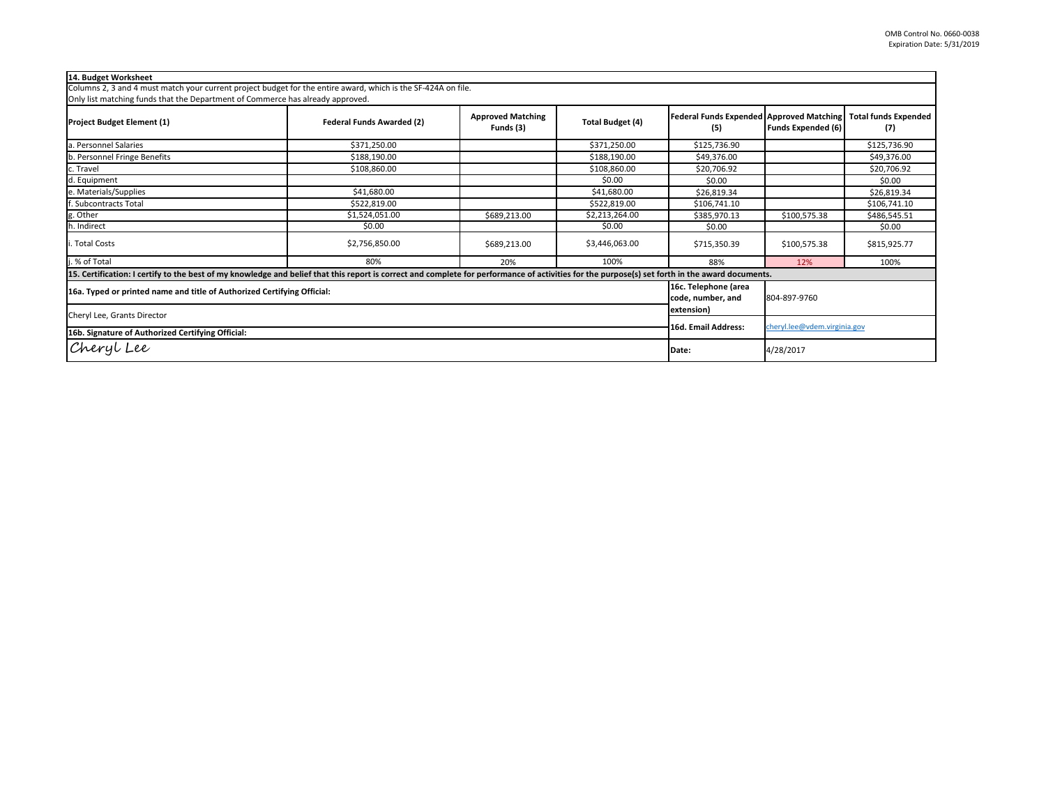OMB Control No. 0660-0038
Expiration Date: 5/31/2019

**14. Budget Worksheet**

Columns 2, 3 and 4 must match your current project budget for the entire award, which is the SF-424A on file.
Only list matching funds that the Department of Commerce has already approved.

| Project Budget Element (1) | Federal Funds Awarded (2) | Approved Matching Funds (3) | Total Budget (4) | Federal Funds Expended (5) | Approved Matching Funds Expended (6) | Total funds Expended (7) |
|---|---|---|---|---|---|---|
| a. Personnel Salaries | $371,250.00 | | $371,250.00 | $125,736.90 | | $125,736.90 |
| b. Personnel Fringe Benefits | $188,190.00 | | $188,190.00 | $49,376.00 | | $49,376.00 |
| c. Travel | $108,860.00 | | $108,860.00 | $20,706.92 | | $20,706.92 |
| d. Equipment | | | $0.00 | $0.00 | | $0.00 |
| e. Materials/Supplies | $41,680.00 | | $41,680.00 | $26,819.34 | | $26,819.34 |
| f. Subcontracts Total | $522,819.00 | | $522,819.00 | $106,741.10 | | $106,741.10 |
| g. Other | $1,524,051.00 | $689,213.00 | $2,213,264.00 | $385,970.13 | $100,575.38 | $486,545.51 |
| h. Indirect | $0.00 | | $0.00 | $0.00 | | $0.00 |
| i. Total Costs | $2,756,850.00 | $689,213.00 | $3,446,063.00 | $715,350.39 | $100,575.38 | $815,925.77 |
| j. % of Total | 80% | 20% | 100% | 88% | 12% | 100% |

**15. Certification: I certify to the best of my knowledge and belief that this report is correct and complete for performance of activities for the purpose(s) set forth in the award documents.**

| | | |
|---|---|---|
| **16a. Typed or printed name and title of Authorized Certifying Official:** | **16c. Telephone (area code, number, and extension)** | 804-897-9760 |
| Cheryl Lee, Grants Director | **16d. Email Address:** | cheryl.lee@vdem.virginia.gov |
| **16b. Signature of Authorized Certifying Official:** | | |
| Cheryl Lee | **Date:** | 4/28/2017 |